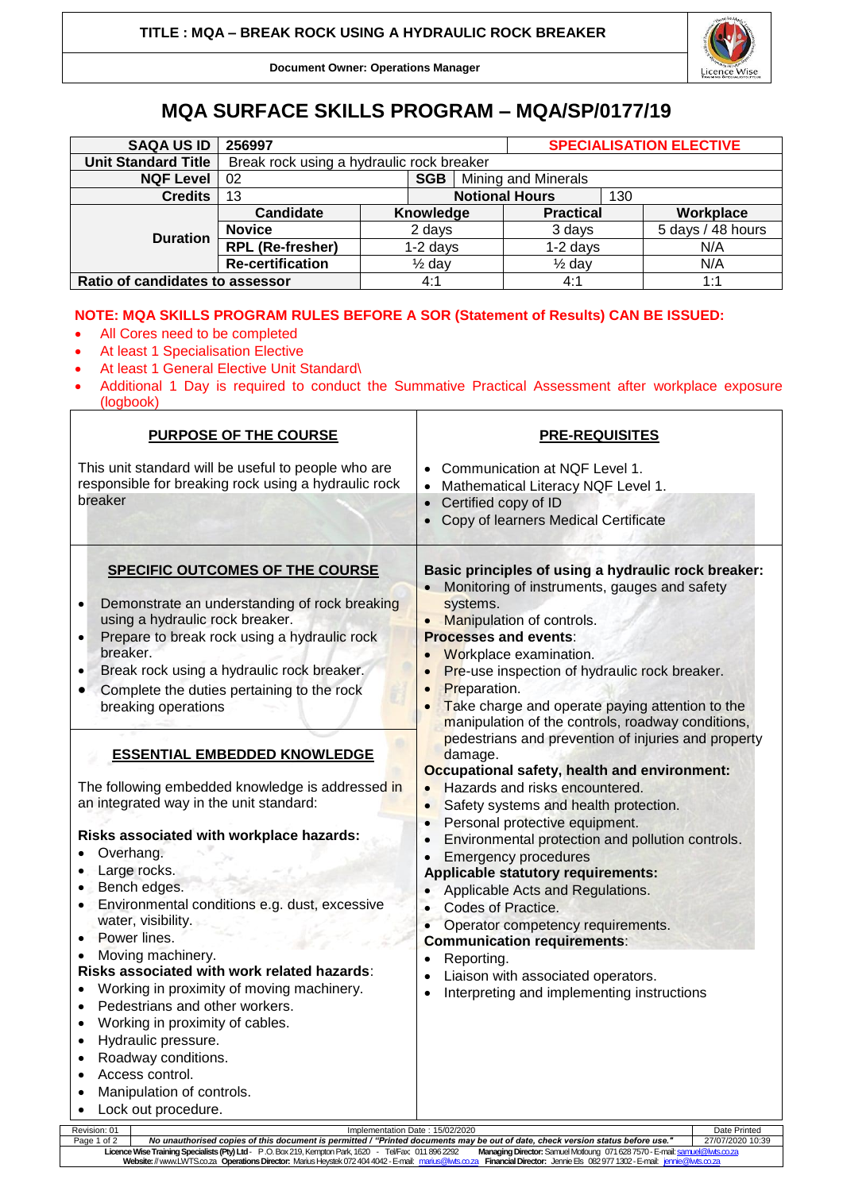TITLE : MQA – BREAK ROCK USING A HYDRAULIC ROCK BREAKER

Document Owner: Operations Manager

# MQA SURFACE SKILLS PROGRAM – MQA/SP/0177/19

| | | | | | |
|---|---|---|---|---|---|
| **SAQA US ID** | **256997** | | **SPECIALISATION ELECTIVE** | | |
| **Unit Standard Title** | Break rock using a hydraulic rock breaker | | | | |
| **NQF Level** | 02 | **SGB** | Mining and Minerals | | |
| **Credits** | 13 | **Notional Hours** | | 130 | |
| **Duration** | **Candidate** | **Knowledge** | **Practical** | | **Workplace** |
| | **Novice** | 2 days | 3 days | | 5 days / 48 hours |
| | **RPL (Re-fresher)** | 1-2 days | 1-2 days | | N/A |
| | **Re-certification** | ½ day | ½ day | | N/A |
| **Ratio of candidates to assessor** | | 4:1 | 4:1 | | 1:1 |

**NOTE: MQA SKILLS PROGRAM RULES BEFORE A SOR (Statement of Results) CAN BE ISSUED:**

- All Cores need to be completed
- At least 1 Specialisation Elective
- At least 1 General Elective Unit Standard\
- Additional 1 Day is required to conduct the Summative Practical Assessment after workplace exposure (logbook)

## PURPOSE OF THE COURSE

This unit standard will be useful to people who are responsible for breaking rock using a hydraulic rock breaker

## PRE-REQUISITES

- Communication at NQF Level 1.
- Mathematical Literacy NQF Level 1.
- Certified copy of ID
- Copy of learners Medical Certificate

## SPECIFIC OUTCOMES OF THE COURSE

- Demonstrate an understanding of rock breaking using a hydraulic rock breaker.
- Prepare to break rock using a hydraulic rock breaker.
- Break rock using a hydraulic rock breaker.
- Complete the duties pertaining to the rock breaking operations

## ESSENTIAL EMBEDDED KNOWLEDGE

The following embedded knowledge is addressed in an integrated way in the unit standard:

**Risks associated with workplace hazards:**

- Overhang.
- Large rocks.
- Bench edges.
- Environmental conditions e.g. dust, excessive water, visibility.
- Power lines.
- Moving machinery.

**Risks associated with work related hazards**:

- Working in proximity of moving machinery.
- Pedestrians and other workers.
- Working in proximity of cables.
- Hydraulic pressure.
- Roadway conditions.
- Access control.
- Manipulation of controls.
- Lock out procedure.

**Basic principles of using a hydraulic rock breaker:**

- Monitoring of instruments, gauges and safety systems.
- Manipulation of controls.

**Processes and events**:

- Workplace examination.
- Pre-use inspection of hydraulic rock breaker.
- Preparation.
- Take charge and operate paying attention to the manipulation of the controls, roadway conditions, pedestrians and prevention of injuries and property damage.

**Occupational safety, health and environment:**

- Hazards and risks encountered.
- Safety systems and health protection.
- Personal protective equipment.
- Environmental protection and pollution controls.
- Emergency procedures

**Applicable statutory requirements:**

- Applicable Acts and Regulations.
- Codes of Practice.
- Operator competency requirements.

**Communication requirements**:

- Reporting.
- Liaison with associated operators.
- Interpreting and implementing instructions

| | | |
|---|---|---|
| Revision: 01 | Implementation Date : 15/02/2020 | Date Printed |
| Page 1 of 2 | *No unauthorised copies of this document is permitted / "Printed documents may be out of date, check version status before use."* | 27/07/2020 10:39 |

**Licence Wise Training Specialists (Pty) Ltd** - P.O. Box 219, Kempton Park, 1620 - Tel/Fax: 011 896 2292 **Managing Director:** Samuel Motloung 071 628 7570 - E-mail: samuel@lwts.co.za
**Website:** //www.LWTS.co.za **Operations Director:** Marius Heystek 072 404 4042 - E-mail: marius@lwts.co.za **Financial Director:** Jennie Els 082 977 1302 - E-mail: jennie@lwts.co.za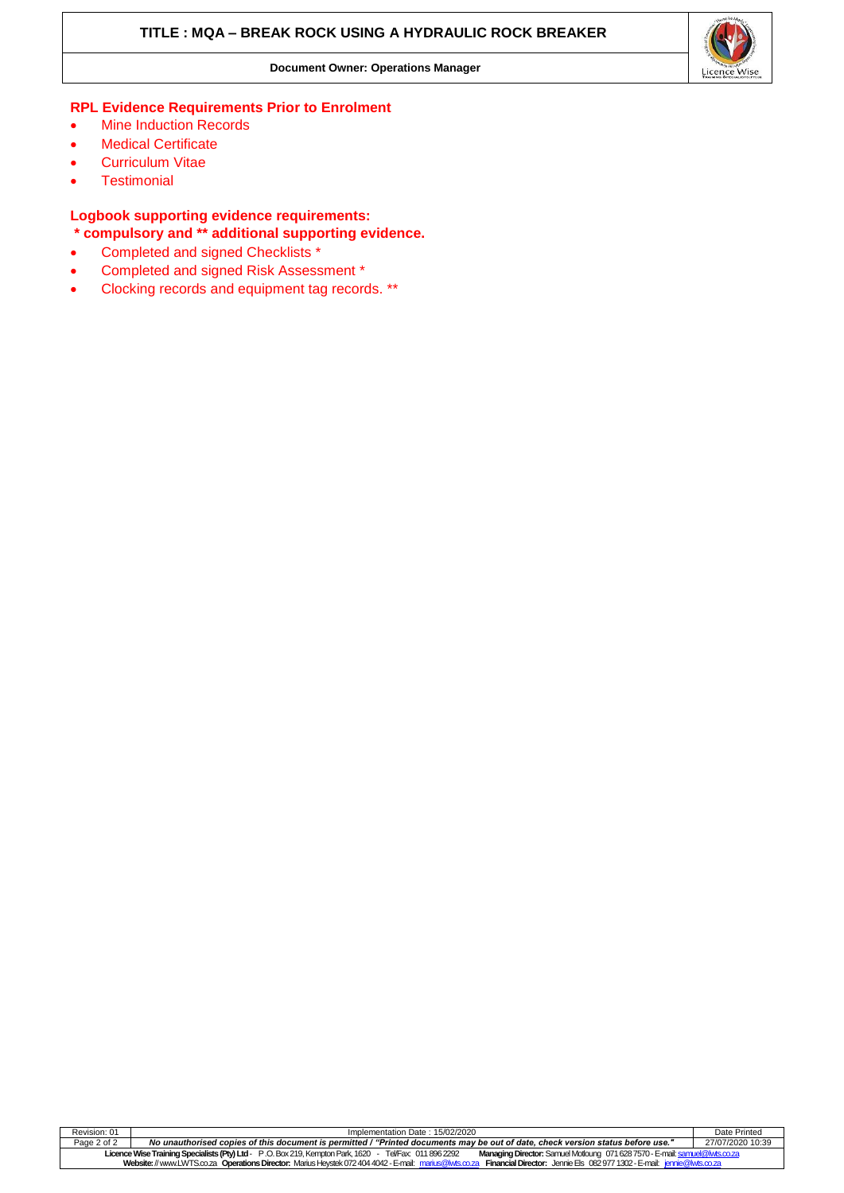## RPL Evidence Requirements Prior to Enrolment

- Mine Induction Records
- Medical Certificate
- Curriculum Vitae
- Testimonial

## Logbook supporting evidence requirements:

**\* compulsory and \*\* additional supporting evidence.**

- Completed and signed Checklists *
- Completed and signed Risk Assessment *
- Clocking records and equipment tag records. **